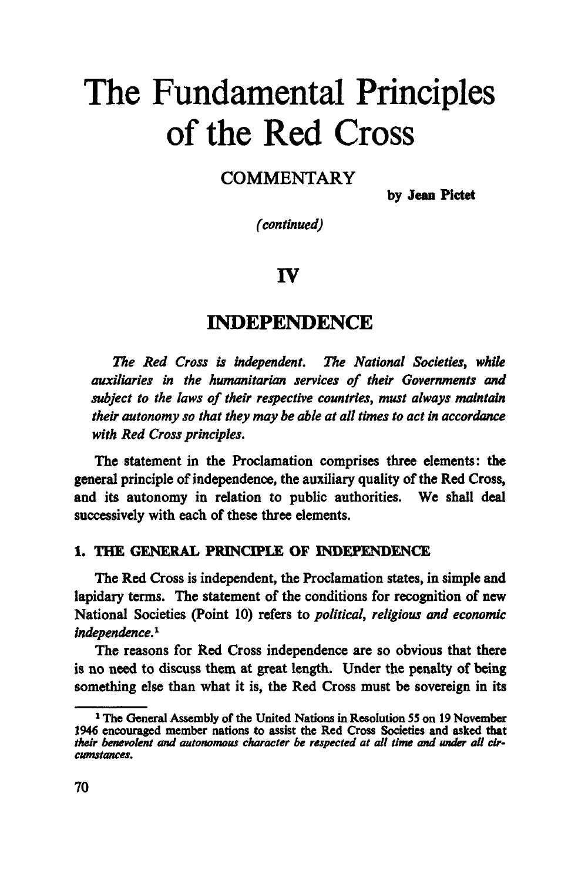# The Fundamental Principles of the Red Cross

## COMMENTARY

by **Jean Pictet**

*(continued)*

## IV

## INDEPENDENCE

*The Red Cross is independent. The National Societies, while auxiliaries in the humanitarian services of their Governments and subject to the laws of their respective countries, must always maintain their autonomy so that they may be able at all times to act in accordance with Red Cross principles.*

The statement in the Proclamation comprises three elements: the general principle of independence, the auxiliary quality of the Red Cross, and its autonomy in relation to public authorities. We shall deal successively with each of these three elements.

### 1. THE GENERAL PRINCIPLE OF INDEPENDENCE

The Red Cross is independent, the Proclamation states, in simple and lapidary terms. The statement of the conditions for recognition of new National Societies (Point 10) refers to *political, religious and economic independence*.[1]

The reasons for Red Cross independence are so obvious that there is no need to discuss them at great length. Under the penalty of being something else than what it is, the Red Cross must be sovereign in its

[1] The General Assembly of the United Nations in Resolution 55 on 19 November 1946 encouraged member nations to assist the Red Cross Societies and asked that *their benevolent and autonomous character be respected at all time and under all circumstances.*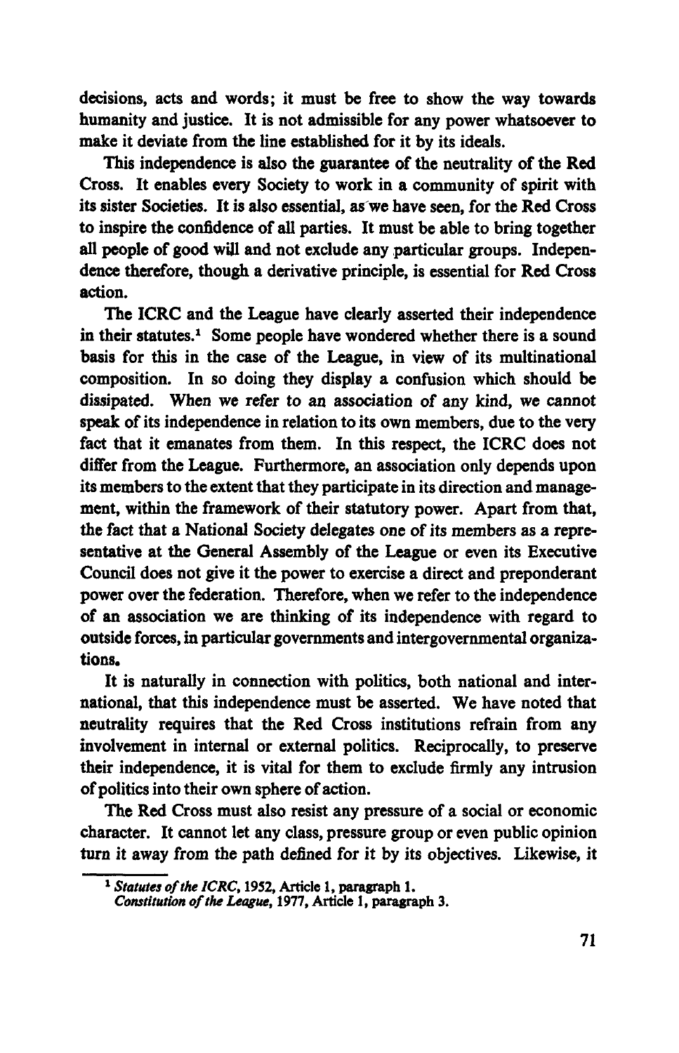decisions, acts and words; it must be free to show the way towards humanity and justice. It is not admissible for any power whatsoever to make it deviate from the line established for it by its ideals.

This independence is also the guarantee of the neutrality of the Red Cross. It enables every Society to work in a community of spirit with its sister Societies. It is also essential, as we have seen, for the Red Cross to inspire the confidence of all parties. It must be able to bring together all people of good will and not exclude any particular groups. Independence therefore, though a derivative principle, is essential for Red Cross action.

The ICRC and the League have clearly asserted their independence in their statutes.[1] Some people have wondered whether there is a sound basis for this in the case of the League, in view of its multinational composition. In so doing they display a confusion which should be dissipated. When we refer to an association of any kind, we cannot speak of its independence in relation to its own members, due to the very fact that it emanates from them. In this respect, the ICRC does not differ from the League. Furthermore, an association only depends upon its members to the extent that they participate in its direction and management, within the framework of their statutory power. Apart from that, the fact that a National Society delegates one of its members as a representative at the General Assembly of the League or even its Executive Council does not give it the power to exercise a direct and preponderant power over the federation. Therefore, when we refer to the independence of an association we are thinking of its independence with regard to outside forces, in particular governments and intergovernmental organizations.

It is naturally in connection with politics, both national and international, that this independence must be asserted. We have noted that neutrality requires that the Red Cross institutions refrain from any involvement in internal or external politics. Reciprocally, to preserve their independence, it is vital for them to exclude firmly any intrusion of politics into their own sphere of action.

The Red Cross must also resist any pressure of a social or economic character. It cannot let any class, pressure group or even public opinion turn it away from the path defined for it by its objectives. Likewise, it

[1] *Statutes of the ICRC*, 1952, Article 1, paragraph 1.
*Constitution of the League*, 1977, Article 1, paragraph 3.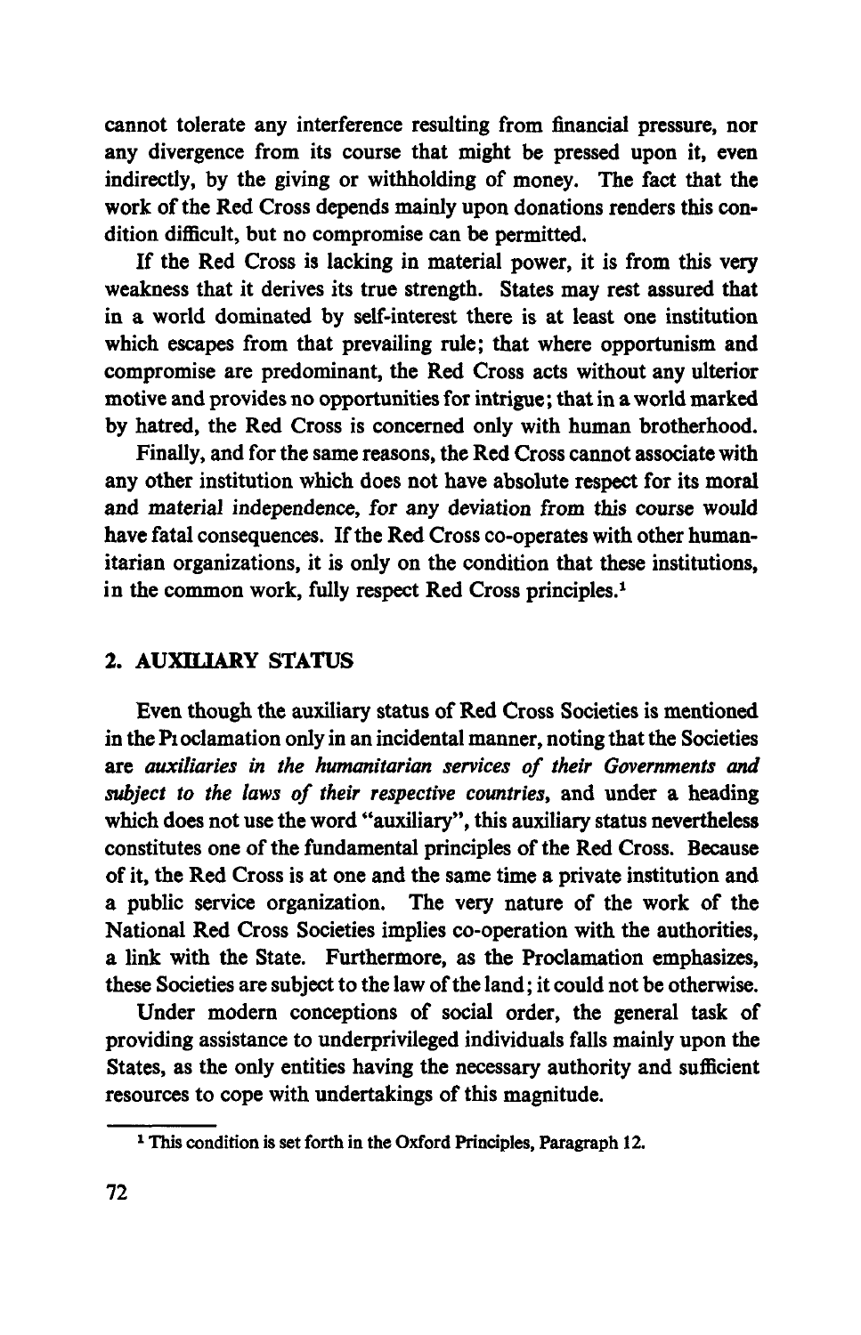cannot tolerate any interference resulting from financial pressure, nor any divergence from its course that might be pressed upon it, even indirectly, by the giving or withholding of money. The fact that the work of the Red Cross depends mainly upon donations renders this condition difficult, but no compromise can be permitted.

If the Red Cross is lacking in material power, it is from this very weakness that it derives its true strength. States may rest assured that in a world dominated by self-interest there is at least one institution which escapes from that prevailing rule; that where opportunism and compromise are predominant, the Red Cross acts without any ulterior motive and provides no opportunities for intrigue; that in a world marked by hatred, the Red Cross is concerned only with human brotherhood.

Finally, and for the same reasons, the Red Cross cannot associate with any other institution which does not have absolute respect for its moral and material independence, for any deviation from this course would have fatal consequences. If the Red Cross co-operates with other humanitarian organizations, it is only on the condition that these institutions, in the common work, fully respect Red Cross principles.[1]

## 2. AUXILIARY STATUS

Even though the auxiliary status of Red Cross Societies is mentioned in the Proclamation only in an incidental manner, noting that the Societies are *auxiliaries in the humanitarian services of their Governments and subject to the laws of their respective countries*, and under a heading which does not use the word "auxiliary", this auxiliary status nevertheless constitutes one of the fundamental principles of the Red Cross. Because of it, the Red Cross is at one and the same time a private institution and a public service organization. The very nature of the work of the National Red Cross Societies implies co-operation with the authorities, a link with the State. Furthermore, as the Proclamation emphasizes, these Societies are subject to the law of the land; it could not be otherwise.

Under modern conceptions of social order, the general task of providing assistance to underprivileged individuals falls mainly upon the States, as the only entities having the necessary authority and sufficient resources to cope with undertakings of this magnitude.

[1] This condition is set forth in the Oxford Principles, Paragraph 12.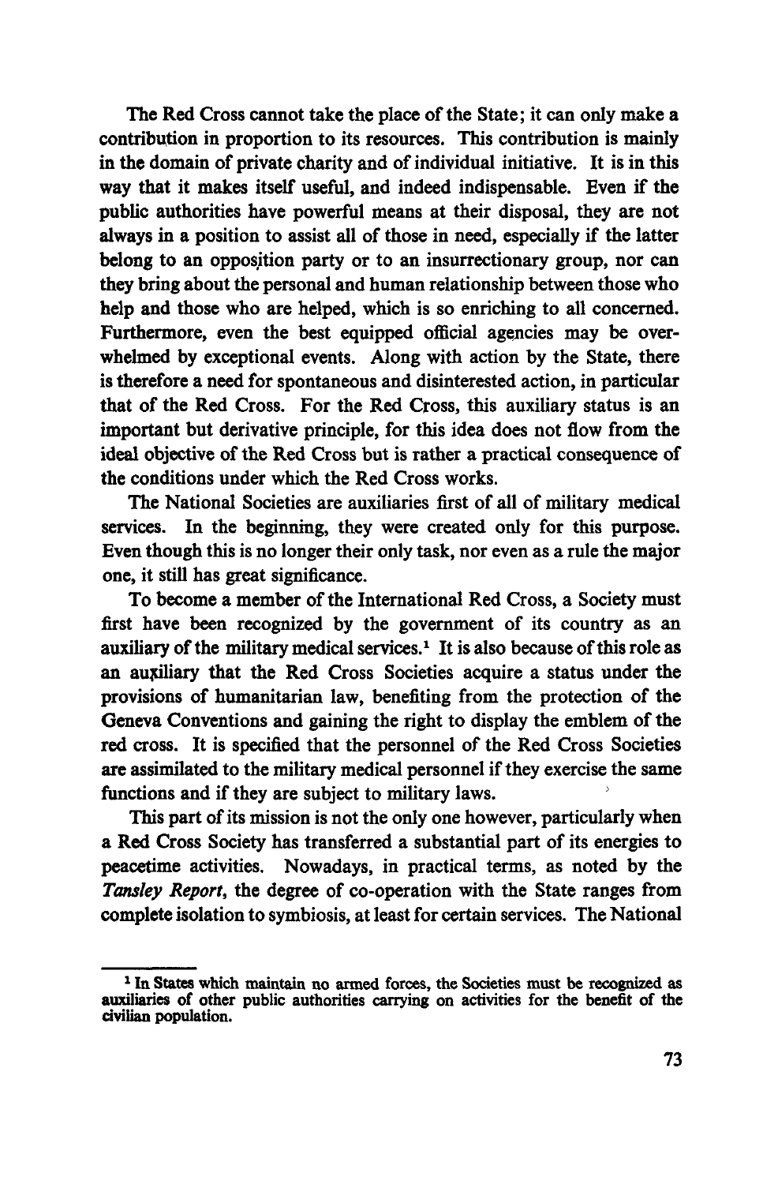The Red Cross cannot take the place of the State; it can only make a contribution in proportion to its resources. This contribution is mainly in the domain of private charity and of individual initiative. It is in this way that it makes itself useful, and indeed indispensable. Even if the public authorities have powerful means at their disposal, they are not always in a position to assist all of those in need, especially if the latter belong to an opposition party or to an insurrectionary group, nor can they bring about the personal and human relationship between those who help and those who are helped, which is so enriching to all concerned. Furthermore, even the best equipped official agencies may be overwhelmed by exceptional events. Along with action by the State, there is therefore a need for spontaneous and disinterested action, in particular that of the Red Cross. For the Red Cross, this auxiliary status is an important but derivative principle, for this idea does not flow from the ideal objective of the Red Cross but is rather a practical consequence of the conditions under which the Red Cross works.

The National Societies are auxiliaries first of all of military medical services. In the beginning, they were created only for this purpose. Even though this is no longer their only task, nor even as a rule the major one, it still has great significance.

To become a member of the International Red Cross, a Society must first have been recognized by the government of its country as an auxiliary of the military medical services.[1] It is also because of this role as an auxiliary that the Red Cross Societies acquire a status under the provisions of humanitarian law, benefiting from the protection of the Geneva Conventions and gaining the right to display the emblem of the red cross. It is specified that the personnel of the Red Cross Societies are assimilated to the military medical personnel if they exercise the same functions and if they are subject to military laws.

This part of its mission is not the only one however, particularly when a Red Cross Society has transferred a substantial part of its energies to peacetime activities. Nowadays, in practical terms, as noted by the *Tansley Report*, the degree of co-operation with the State ranges from complete isolation to symbiosis, at least for certain services. The National

[1] In States which maintain no armed forces, the Societies must be recognized as auxiliaries of other public authorities carrying on activities for the benefit of the civilian population.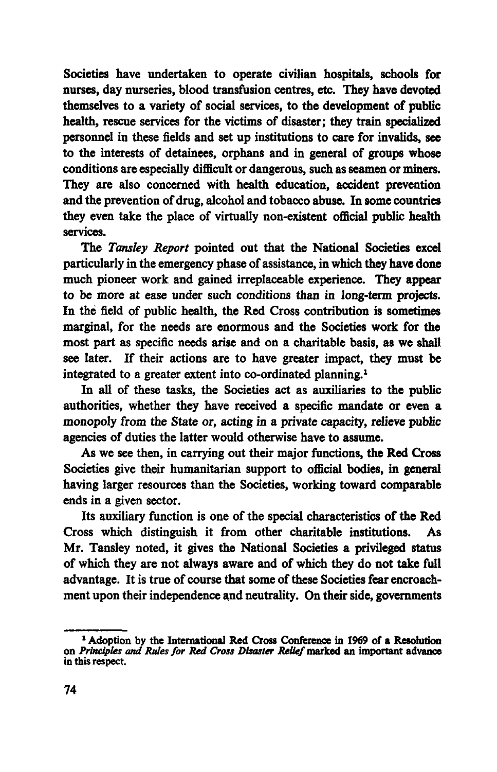Societies have undertaken to operate civilian hospitals, schools for nurses, day nurseries, blood transfusion centres, etc. They have devoted themselves to a variety of social services, to the development of public health, rescue services for the victims of disaster; they train specialized personnel in these fields and set up institutions to care for invalids, see to the interests of detainees, orphans and in general of groups whose conditions are especially difficult or dangerous, such as seamen or miners. They are also concerned with health education, accident prevention and the prevention of drug, alcohol and tobacco abuse. In some countries they even take the place of virtually non-existent official public health services.

The *Tansley Report* pointed out that the National Societies excel particularly in the emergency phase of assistance, in which they have done much pioneer work and gained irreplaceable experience. They appear to be more at ease under such conditions than in long-term projects. In the field of public health, the Red Cross contribution is sometimes marginal, for the needs are enormous and the Societies work for the most part as specific needs arise and on a charitable basis, as we shall see later. If their actions are to have greater impact, they must be integrated to a greater extent into co-ordinated planning.[1]

In all of these tasks, the Societies act as auxiliaries to the public authorities, whether they have received a specific mandate or even a monopoly from the State or, acting in a private capacity, relieve public agencies of duties the latter would otherwise have to assume.

As we see then, in carrying out their major functions, the Red Cross Societies give their humanitarian support to official bodies, in general having larger resources than the Societies, working toward comparable ends in a given sector.

Its auxiliary function is one of the special characteristics of the Red Cross which distinguish it from other charitable institutions. As Mr. Tansley noted, it gives the National Societies a privileged status of which they are not always aware and of which they do not take full advantage. It is true of course that some of these Societies fear encroachment upon their independence and neutrality. On their side, governments

[1] Adoption by the International Red Cross Conference in 1969 of a Resolution on *Principles and Rules for Red Cross Disaster Relief* marked an important advance in this respect.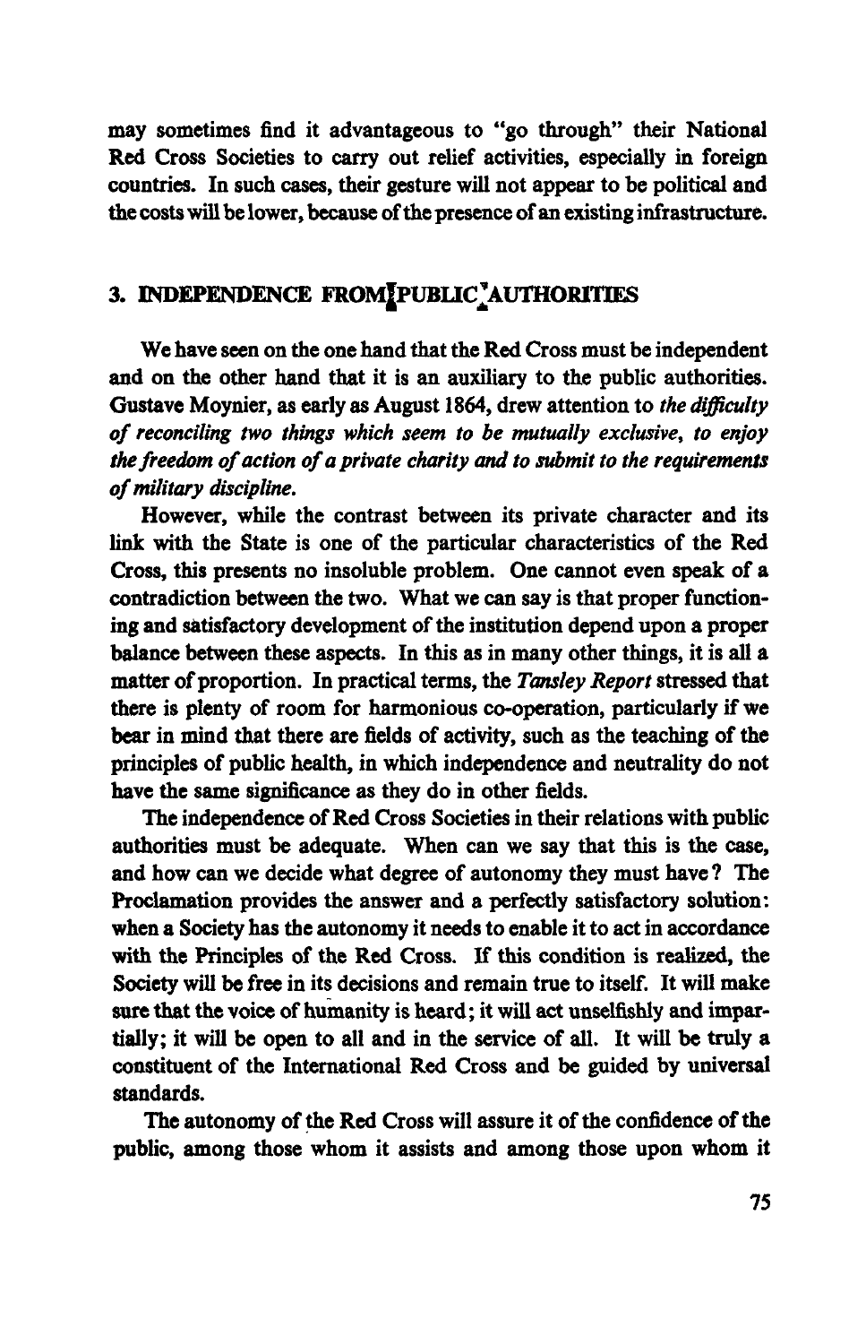may sometimes find it advantageous to "go through" their National Red Cross Societies to carry out relief activities, especially in foreign countries. In such cases, their gesture will not appear to be political and the costs will be lower, because of the presence of an existing infrastructure.

## 3. INDEPENDENCE FROM PUBLIC AUTHORITIES

We have seen on the one hand that the Red Cross must be independent and on the other hand that it is an auxiliary to the public authorities. Gustave Moynier, as early as August 1864, drew attention to *the difficulty of reconciling two things which seem to be mutually exclusive, to enjoy the freedom of action of a private charity and to submit to the requirements of military discipline.*

However, while the contrast between its private character and its link with the State is one of the particular characteristics of the Red Cross, this presents no insoluble problem. One cannot even speak of a contradiction between the two. What we can say is that proper functioning and satisfactory development of the institution depend upon a proper balance between these aspects. In this as in many other things, it is all a matter of proportion. In practical terms, the *Tansley Report* stressed that there is plenty of room for harmonious co-operation, particularly if we bear in mind that there are fields of activity, such as the teaching of the principles of public health, in which independence and neutrality do not have the same significance as they do in other fields.

The independence of Red Cross Societies in their relations with public authorities must be adequate. When can we say that this is the case, and how can we decide what degree of autonomy they must have? The Proclamation provides the answer and a perfectly satisfactory solution: when a Society has the autonomy it needs to enable it to act in accordance with the Principles of the Red Cross. If this condition is realized, the Society will be free in its decisions and remain true to itself. It will make sure that the voice of humanity is heard; it will act unselfishly and impartially; it will be open to all and in the service of all. It will be truly a constituent of the International Red Cross and be guided by universal standards.

The autonomy of the Red Cross will assure it of the confidence of the public, among those whom it assists and among those upon whom it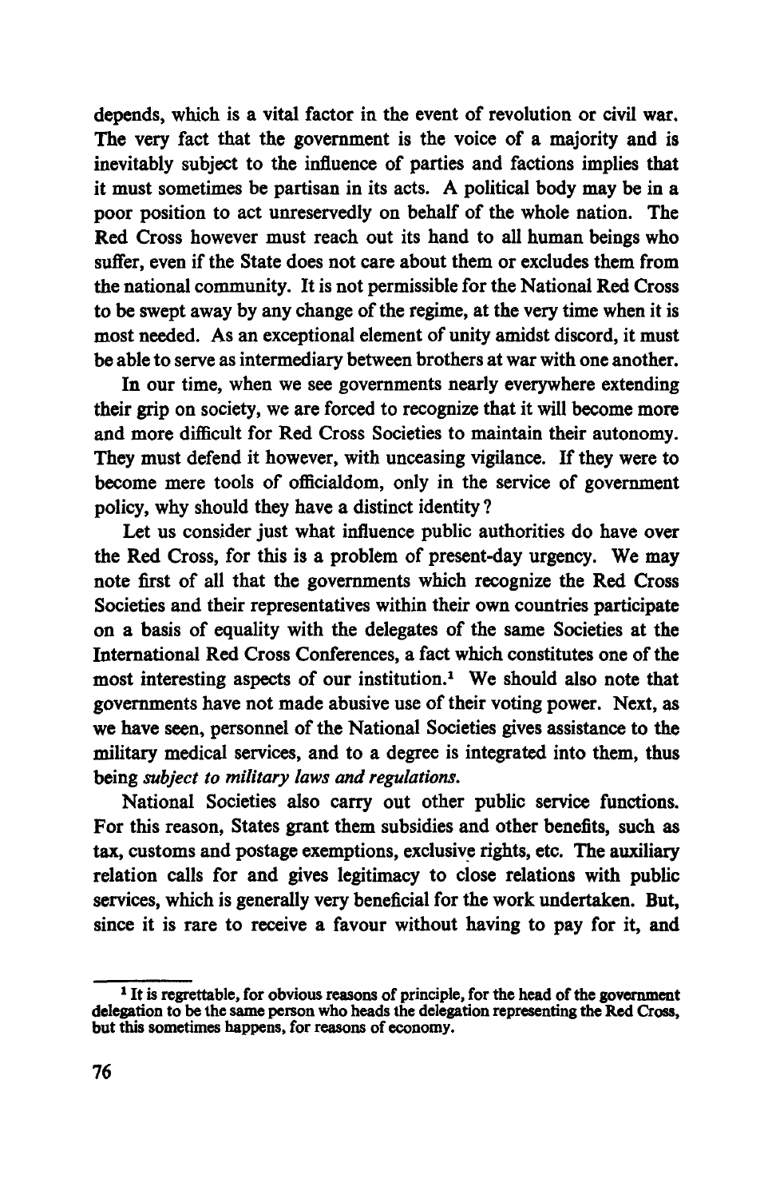depends, which is a vital factor in the event of revolution or civil war. The very fact that the government is the voice of a majority and is inevitably subject to the influence of parties and factions implies that it must sometimes be partisan in its acts. A political body may be in a poor position to act unreservedly on behalf of the whole nation. The Red Cross however must reach out its hand to all human beings who suffer, even if the State does not care about them or excludes them from the national community. It is not permissible for the National Red Cross to be swept away by any change of the regime, at the very time when it is most needed. As an exceptional element of unity amidst discord, it must be able to serve as intermediary between brothers at war with one another.

In our time, when we see governments nearly everywhere extending their grip on society, we are forced to recognize that it will become more and more difficult for Red Cross Societies to maintain their autonomy. They must defend it however, with unceasing vigilance. If they were to become mere tools of officialdom, only in the service of government policy, why should they have a distinct identity?

Let us consider just what influence public authorities do have over the Red Cross, for this is a problem of present-day urgency. We may note first of all that the governments which recognize the Red Cross Societies and their representatives within their own countries participate on a basis of equality with the delegates of the same Societies at the International Red Cross Conferences, a fact which constitutes one of the most interesting aspects of our institution.[1] We should also note that governments have not made abusive use of their voting power. Next, as we have seen, personnel of the National Societies gives assistance to the military medical services, and to a degree is integrated into them, thus being *subject to military laws and regulations.*

National Societies also carry out other public service functions. For this reason, States grant them subsidies and other benefits, such as tax, customs and postage exemptions, exclusive rights, etc. The auxiliary relation calls for and gives legitimacy to close relations with public services, which is generally very beneficial for the work undertaken. But, since it is rare to receive a favour without having to pay for it, and

---

[1] It is regrettable, for obvious reasons of principle, for the head of the government delegation to be the same person who heads the delegation representing the Red Cross, but this sometimes happens, for reasons of economy.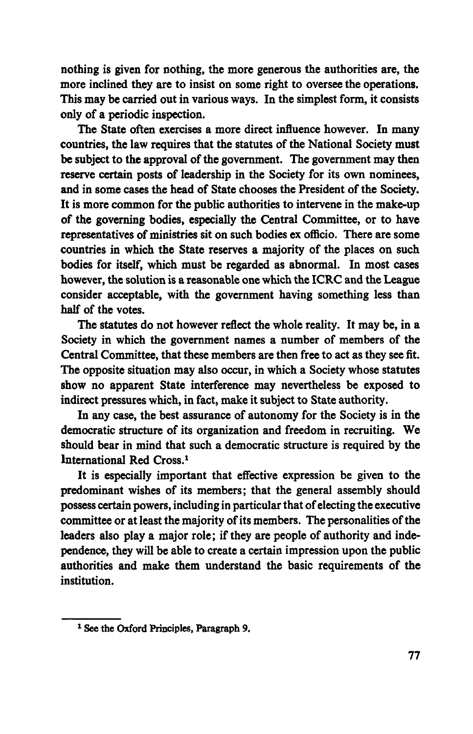nothing is given for nothing, the more generous the authorities are, the more inclined they are to insist on some right to oversee the operations. This may be carried out in various ways. In the simplest form, it consists only of a periodic inspection.

The State often exercises a more direct influence however. In many countries, the law requires that the statutes of the National Society must be subject to the approval of the government. The government may then reserve certain posts of leadership in the Society for its own nominees, and in some cases the head of State chooses the President of the Society. It is more common for the public authorities to intervene in the make-up of the governing bodies, especially the Central Committee, or to have representatives of ministries sit on such bodies ex officio. There are some countries in which the State reserves a majority of the places on such bodies for itself, which must be regarded as abnormal. In most cases however, the solution is a reasonable one which the ICRC and the League consider acceptable, with the government having something less than half of the votes.

The statutes do not however reflect the whole reality. It may be, in a Society in which the government names a number of members of the Central Committee, that these members are then free to act as they see fit. The opposite situation may also occur, in which a Society whose statutes show no apparent State interference may nevertheless be exposed to indirect pressures which, in fact, make it subject to State authority.

In any case, the best assurance of autonomy for the Society is in the democratic structure of its organization and freedom in recruiting. We should bear in mind that such a democratic structure is required by the International Red Cross.[1]

It is especially important that effective expression be given to the predominant wishes of its members; that the general assembly should possess certain powers, including in particular that of electing the executive committee or at least the majority of its members. The personalities of the leaders also play a major role; if they are people of authority and independence, they will be able to create a certain impression upon the public authorities and make them understand the basic requirements of the institution.

[1] See the Oxford Principles, Paragraph 9.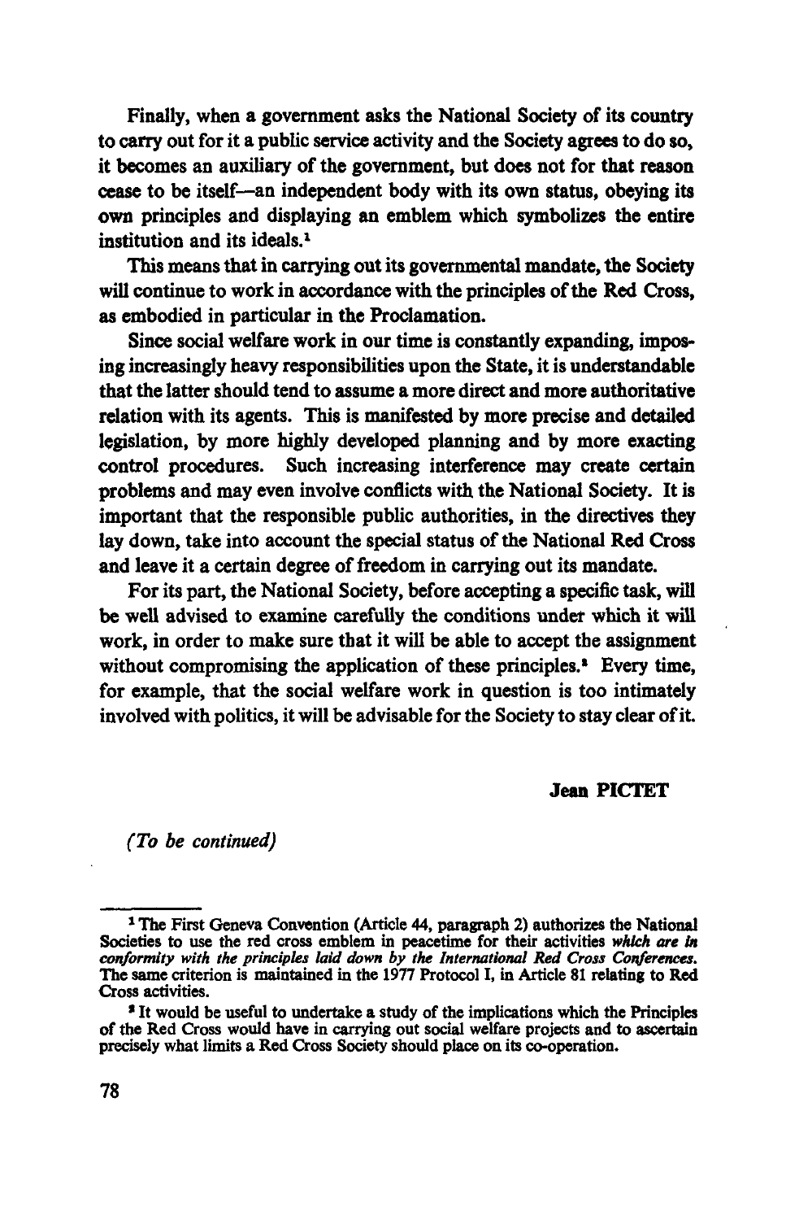Finally, when a government asks the National Society of its country to carry out for it a public service activity and the Society agrees to do so, it becomes an auxiliary of the government, but does not for that reason cease to be itself—an independent body with its own status, obeying its own principles and displaying an emblem which symbolizes the entire institution and its ideals.[1]

This means that in carrying out its governmental mandate, the Society will continue to work in accordance with the principles of the Red Cross, as embodied in particular in the Proclamation.

Since social welfare work in our time is constantly expanding, imposing increasingly heavy responsibilities upon the State, it is understandable that the latter should tend to assume a more direct and more authoritative relation with its agents. This is manifested by more precise and detailed legislation, by more highly developed planning and by more exacting control procedures. Such increasing interference may create certain problems and may even involve conflicts with the National Society. It is important that the responsible public authorities, in the directives they lay down, take into account the special status of the National Red Cross and leave it a certain degree of freedom in carrying out its mandate.

For its part, the National Society, before accepting a specific task, will be well advised to examine carefully the conditions under which it will work, in order to make sure that it will be able to accept the assignment without compromising the application of these principles.[2] Every time, for example, that the social welfare work in question is too intimately involved with politics, it will be advisable for the Society to stay clear of it.

**Jean PICTET**

*(To be continued)*

---

[1] The First Geneva Convention (Article 44, paragraph 2) authorizes the National Societies to use the red cross emblem in peacetime for their activities *which are in conformity with the principles laid down by the International Red Cross Conferences.* The same criterion is maintained in the 1977 Protocol I, in Article 81 relating to Red Cross activities.

[2] It would be useful to undertake a study of the implications which the Principles of the Red Cross would have in carrying out social welfare projects and to ascertain precisely what limits a Red Cross Society should place on its co-operation.